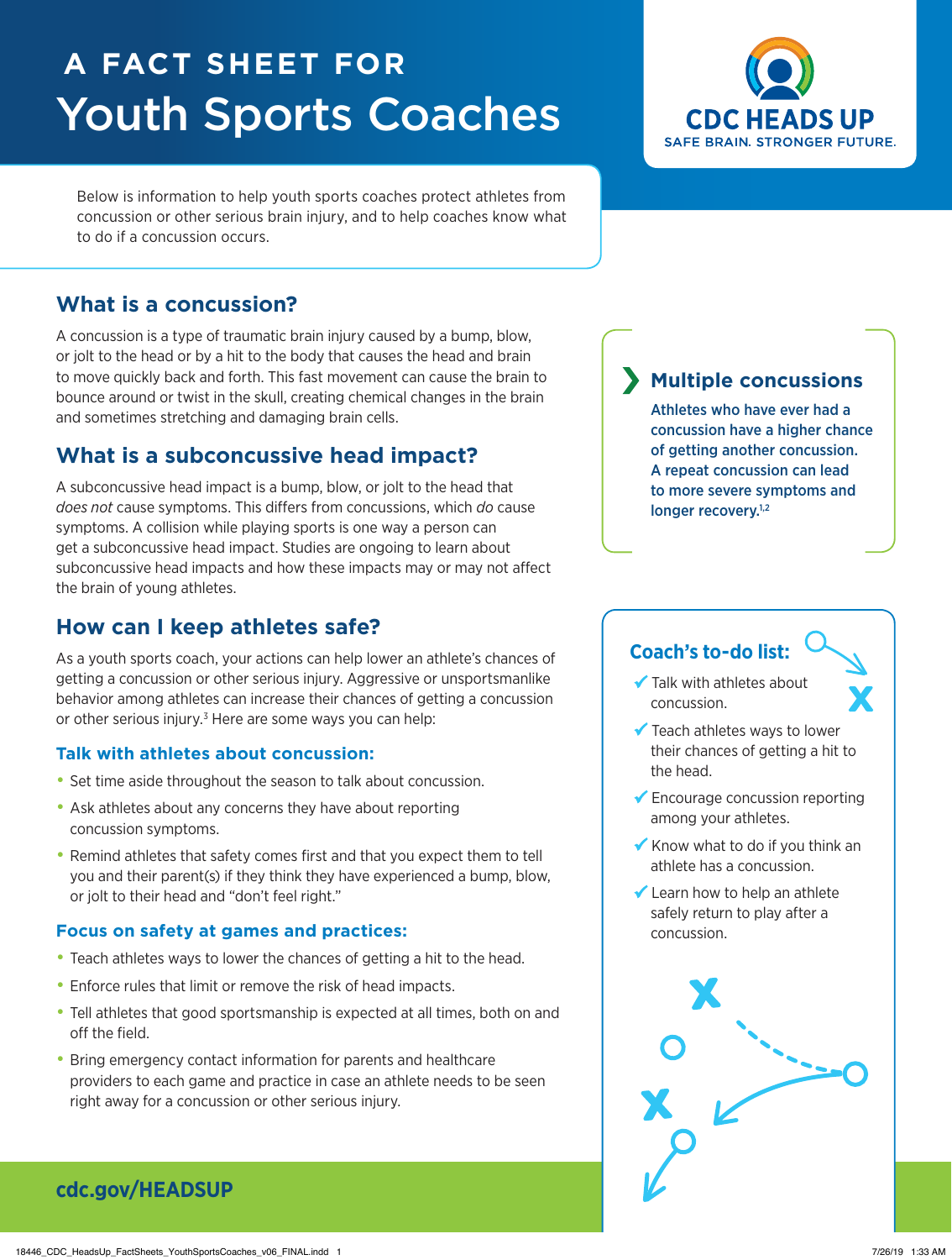# A FACT SHEET FOR Youth Sports Coaches

**CDC HEADS UP**
SAFE BRAIN. STRONGER FUTURE.

Below is information to help youth sports coaches protect athletes from concussion or other serious brain injury, and to help coaches know what to do if a concussion occurs.

## What is a concussion?

A concussion is a type of traumatic brain injury caused by a bump, blow, or jolt to the head or by a hit to the body that causes the head and brain to move quickly back and forth. This fast movement can cause the brain to bounce around or twist in the skull, creating chemical changes in the brain and sometimes stretching and damaging brain cells.

## What is a subconcussive head impact?

A subconcussive head impact is a bump, blow, or jolt to the head that *does not* cause symptoms. This differs from concussions, which *do* cause symptoms. A collision while playing sports is one way a person can get a subconcussive head impact. Studies are ongoing to learn about subconcussive head impacts and how these impacts may or may not affect the brain of young athletes.

## How can I keep athletes safe?

As a youth sports coach, your actions can help lower an athlete's chances of getting a concussion or other serious injury. Aggressive or unsportsmanlike behavior among athletes can increase their chances of getting a concussion or other serious injury.[3] Here are some ways you can help:

### Talk with athletes about concussion:

- Set time aside throughout the season to talk about concussion.
- Ask athletes about any concerns they have about reporting concussion symptoms.
- Remind athletes that safety comes first and that you expect them to tell you and their parent(s) if they think they have experienced a bump, blow, or jolt to their head and "don't feel right."

### Focus on safety at games and practices:

- Teach athletes ways to lower the chances of getting a hit to the head.
- Enforce rules that limit or remove the risk of head impacts.
- Tell athletes that good sportsmanship is expected at all times, both on and off the field.
- Bring emergency contact information for parents and healthcare providers to each game and practice in case an athlete needs to be seen right away for a concussion or other serious injury.

### Multiple concussions

**Athletes who have ever had a concussion have a higher chance of getting another concussion. A repeat concussion can lead to more severe symptoms and longer recovery.[1,2]**

### Coach's to-do list:

- ✓ Talk with athletes about concussion.
- ✓ Teach athletes ways to lower their chances of getting a hit to the head.
- ✓ Encourage concussion reporting among your athletes.
- ✓ Know what to do if you think an athlete has a concussion.
- ✓ Learn how to help an athlete safely return to play after a concussion.

cdc.gov/HEADSUP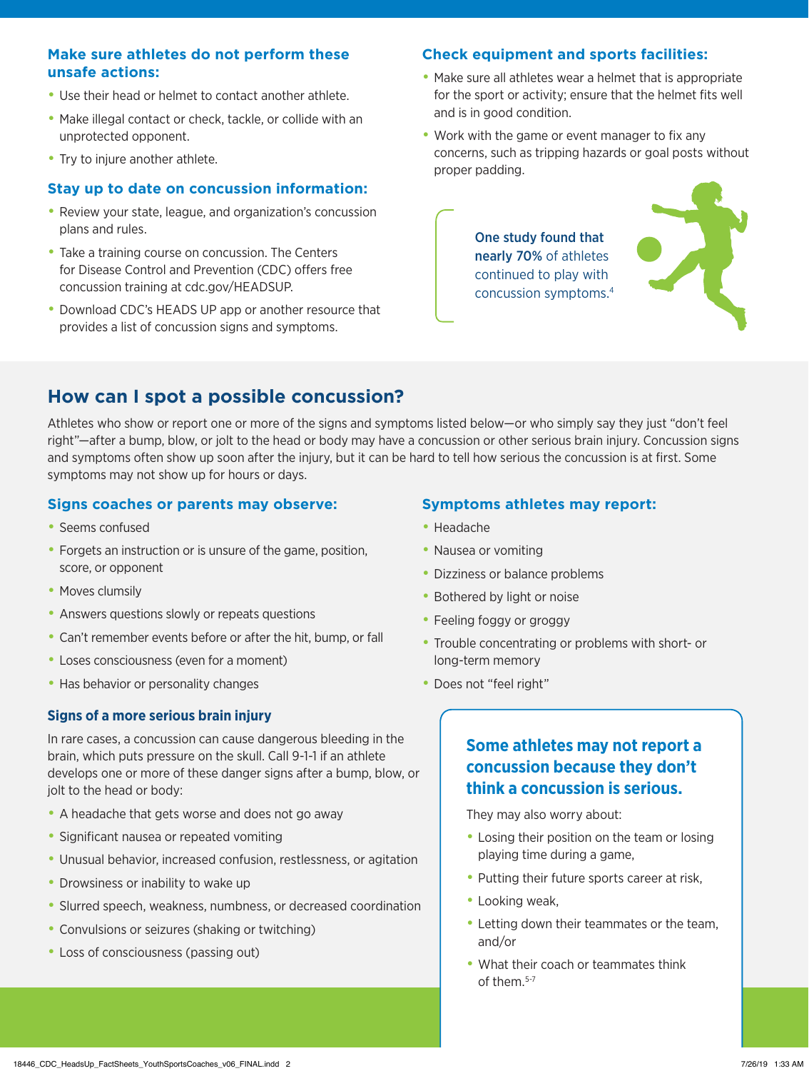### Make sure athletes do not perform these unsafe actions:

- Use their head or helmet to contact another athlete.
- Make illegal contact or check, tackle, or collide with an unprotected opponent.
- Try to injure another athlete.

### Stay up to date on concussion information:

- Review your state, league, and organization's concussion plans and rules.
- Take a training course on concussion. The Centers for Disease Control and Prevention (CDC) offers free concussion training at cdc.gov/HEADSUP.
- Download CDC's HEADS UP app or another resource that provides a list of concussion signs and symptoms.

### Check equipment and sports facilities:

- Make sure all athletes wear a helmet that is appropriate for the sport or activity; ensure that the helmet fits well and is in good condition.
- Work with the game or event manager to fix any concerns, such as tripping hazards or goal posts without proper padding.

One study found that **nearly 70%** of athletes continued to play with concussion symptoms.[4]

## How can I spot a possible concussion?

Athletes who show or report one or more of the signs and symptoms listed below—or who simply say they just "don't feel right"—after a bump, blow, or jolt to the head or body may have a concussion or other serious brain injury. Concussion signs and symptoms often show up soon after the injury, but it can be hard to tell how serious the concussion is at first. Some symptoms may not show up for hours or days.

### Signs coaches or parents may observe:

- Seems confused
- Forgets an instruction or is unsure of the game, position, score, or opponent
- Moves clumsily
- Answers questions slowly or repeats questions
- Can't remember events before or after the hit, bump, or fall
- Loses consciousness (even for a moment)
- Has behavior or personality changes

### Symptoms athletes may report:

- Headache
- Nausea or vomiting
- Dizziness or balance problems
- Bothered by light or noise
- Feeling foggy or groggy
- Trouble concentrating or problems with short- or long-term memory
- Does not "feel right"

#### Signs of a more serious brain injury

In rare cases, a concussion can cause dangerous bleeding in the brain, which puts pressure on the skull. Call 9-1-1 if an athlete develops one or more of these danger signs after a bump, blow, or jolt to the head or body:

- A headache that gets worse and does not go away
- Significant nausea or repeated vomiting
- Unusual behavior, increased confusion, restlessness, or agitation
- Drowsiness or inability to wake up
- Slurred speech, weakness, numbness, or decreased coordination
- Convulsions or seizures (shaking or twitching)
- Loss of consciousness (passing out)

### Some athletes may not report a concussion because they don't think a concussion is serious.

They may also worry about:

- Losing their position on the team or losing playing time during a game,
- Putting their future sports career at risk,
- Looking weak,
- Letting down their teammates or the team, and/or
- What their coach or teammates think of them.[5-7]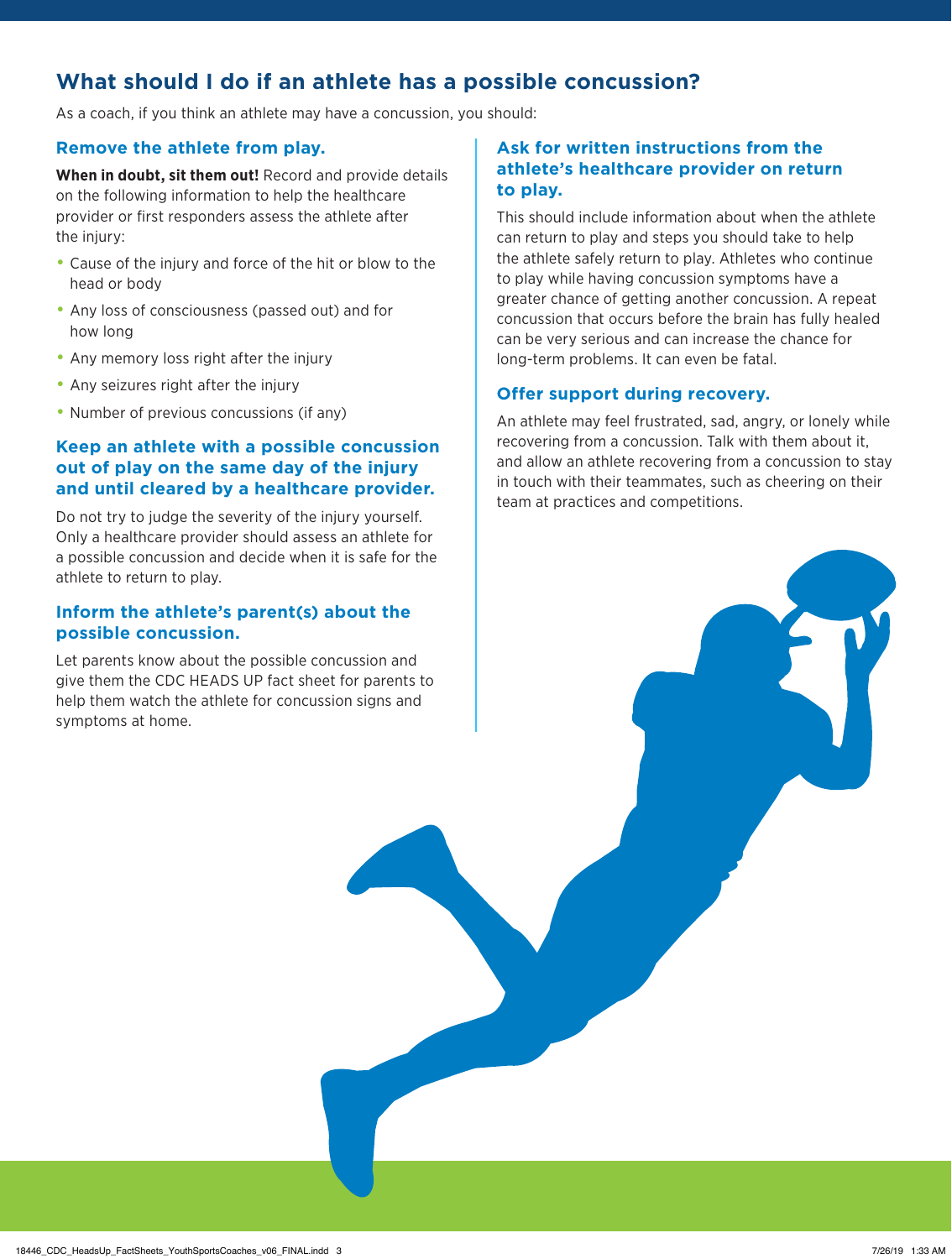## What should I do if an athlete has a possible concussion?

As a coach, if you think an athlete may have a concussion, you should:

### Remove the athlete from play.

**When in doubt, sit them out!** Record and provide details on the following information to help the healthcare provider or first responders assess the athlete after the injury:

- Cause of the injury and force of the hit or blow to the head or body
- Any loss of consciousness (passed out) and for how long
- Any memory loss right after the injury
- Any seizures right after the injury
- Number of previous concussions (if any)

### Keep an athlete with a possible concussion out of play on the same day of the injury and until cleared by a healthcare provider.

Do not try to judge the severity of the injury yourself. Only a healthcare provider should assess an athlete for a possible concussion and decide when it is safe for the athlete to return to play.

### Inform the athlete's parent(s) about the possible concussion.

Let parents know about the possible concussion and give them the CDC HEADS UP fact sheet for parents to help them watch the athlete for concussion signs and symptoms at home.

### Ask for written instructions from the athlete's healthcare provider on return to play.

This should include information about when the athlete can return to play and steps you should take to help the athlete safely return to play. Athletes who continue to play while having concussion symptoms have a greater chance of getting another concussion. A repeat concussion that occurs before the brain has fully healed can be very serious and can increase the chance for long-term problems. It can even be fatal.

### Offer support during recovery.

An athlete may feel frustrated, sad, angry, or lonely while recovering from a concussion. Talk with them about it, and allow an athlete recovering from a concussion to stay in touch with their teammates, such as cheering on their team at practices and competitions.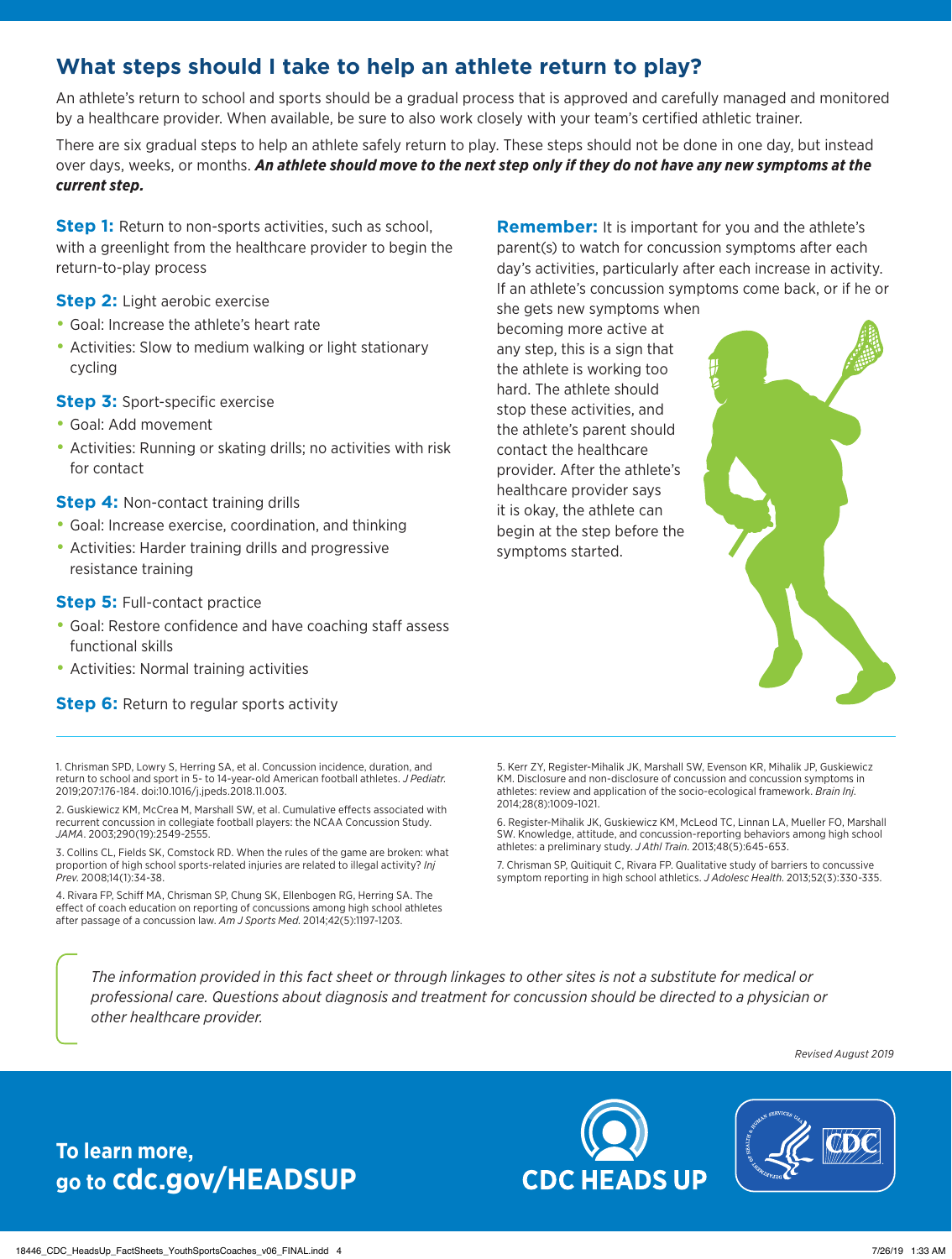## What steps should I take to help an athlete return to play?

An athlete's return to school and sports should be a gradual process that is approved and carefully managed and monitored by a healthcare provider. When available, be sure to also work closely with your team's certified athletic trainer.

There are six gradual steps to help an athlete safely return to play. These steps should not be done in one day, but instead over days, weeks, or months. ***An athlete should move to the next step only if they do not have any new symptoms at the current step.***

**Step 1:** Return to non-sports activities, such as school, with a greenlight from the healthcare provider to begin the return-to-play process

**Step 2:** Light aerobic exercise

- Goal: Increase the athlete's heart rate
- Activities: Slow to medium walking or light stationary cycling

**Step 3:** Sport-specific exercise

- Goal: Add movement
- Activities: Running or skating drills; no activities with risk for contact

**Step 4:** Non-contact training drills

- Goal: Increase exercise, coordination, and thinking
- Activities: Harder training drills and progressive resistance training

**Step 5:** Full-contact practice

- Goal: Restore confidence and have coaching staff assess functional skills
- Activities: Normal training activities

**Step 6:** Return to regular sports activity

**Remember:** It is important for you and the athlete's parent(s) to watch for concussion symptoms after each day's activities, particularly after each increase in activity. If an athlete's concussion symptoms come back, or if he or she gets new symptoms when becoming more active at any step, this is a sign that the athlete is working too hard. The athlete should stop these activities, and the athlete's parent should contact the healthcare provider. After the athlete's healthcare provider says it is okay, the athlete can begin at the step before the symptoms started.

---

1. Chrisman SPD, Lowry S, Herring SA, et al. Concussion incidence, duration, and return to school and sport in 5- to 14-year-old American football athletes. *J Pediatr.* 2019;207:176-184. doi:10.1016/j.jpeds.2018.11.003.
2. Guskiewicz KM, McCrea M, Marshall SW, et al. Cumulative effects associated with recurrent concussion in collegiate football players: the NCAA Concussion Study. *JAMA.* 2003;290(19):2549-2555.
3. Collins CL, Fields SK, Comstock RD. When the rules of the game are broken: what proportion of high school sports-related injuries are related to illegal activity? *Inj Prev.* 2008;14(1):34-38.
4. Rivara FP, Schiff MA, Chrisman SP, Chung SK, Ellenbogen RG, Herring SA. The effect of coach education on reporting of concussions among high school athletes after passage of a concussion law. *Am J Sports Med.* 2014;42(5):1197-1203.
5. Kerr ZY, Register-Mihalik JK, Marshall SW, Evenson KR, Mihalik JP, Guskiewicz KM. Disclosure and non-disclosure of concussion and concussion symptoms in athletes: review and application of the socio-ecological framework. *Brain Inj.* 2014;28(8):1009-1021.
6. Register-Mihalik JK, Guskiewicz KM, McLeod TC, Linnan LA, Mueller FO, Marshall SW. Knowledge, attitude, and concussion-reporting behaviors among high school athletes: a preliminary study. *J Athl Train.* 2013;48(5):645-653.
7. Chrisman SP, Quitiquit C, Rivara FP. Qualitative study of barriers to concussive symptom reporting in high school athletics. *J Adolesc Health.* 2013;52(3):330-335.

*The information provided in this fact sheet or through linkages to other sites is not a substitute for medical or professional care. Questions about diagnosis and treatment for concussion should be directed to a physician or other healthcare provider.*

*Revised August 2019*

**To learn more, go to cdc.gov/HEADSUP**

CDC HEADS UP